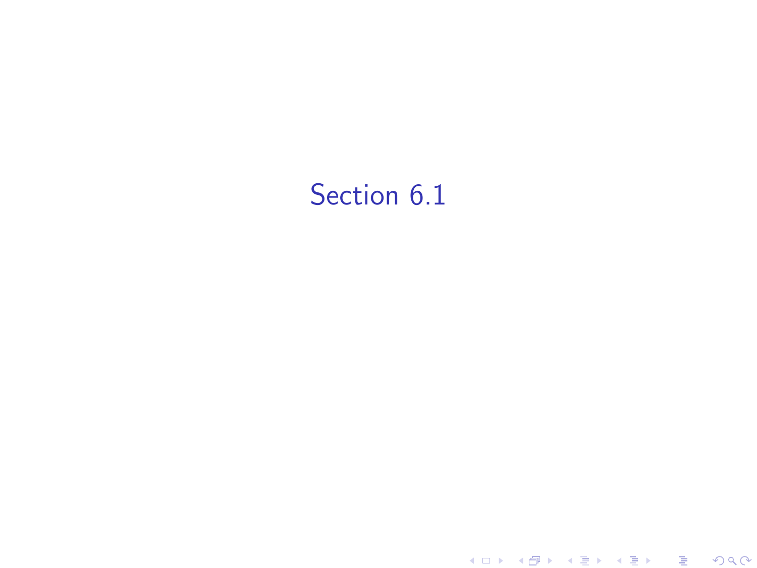# Section 6.1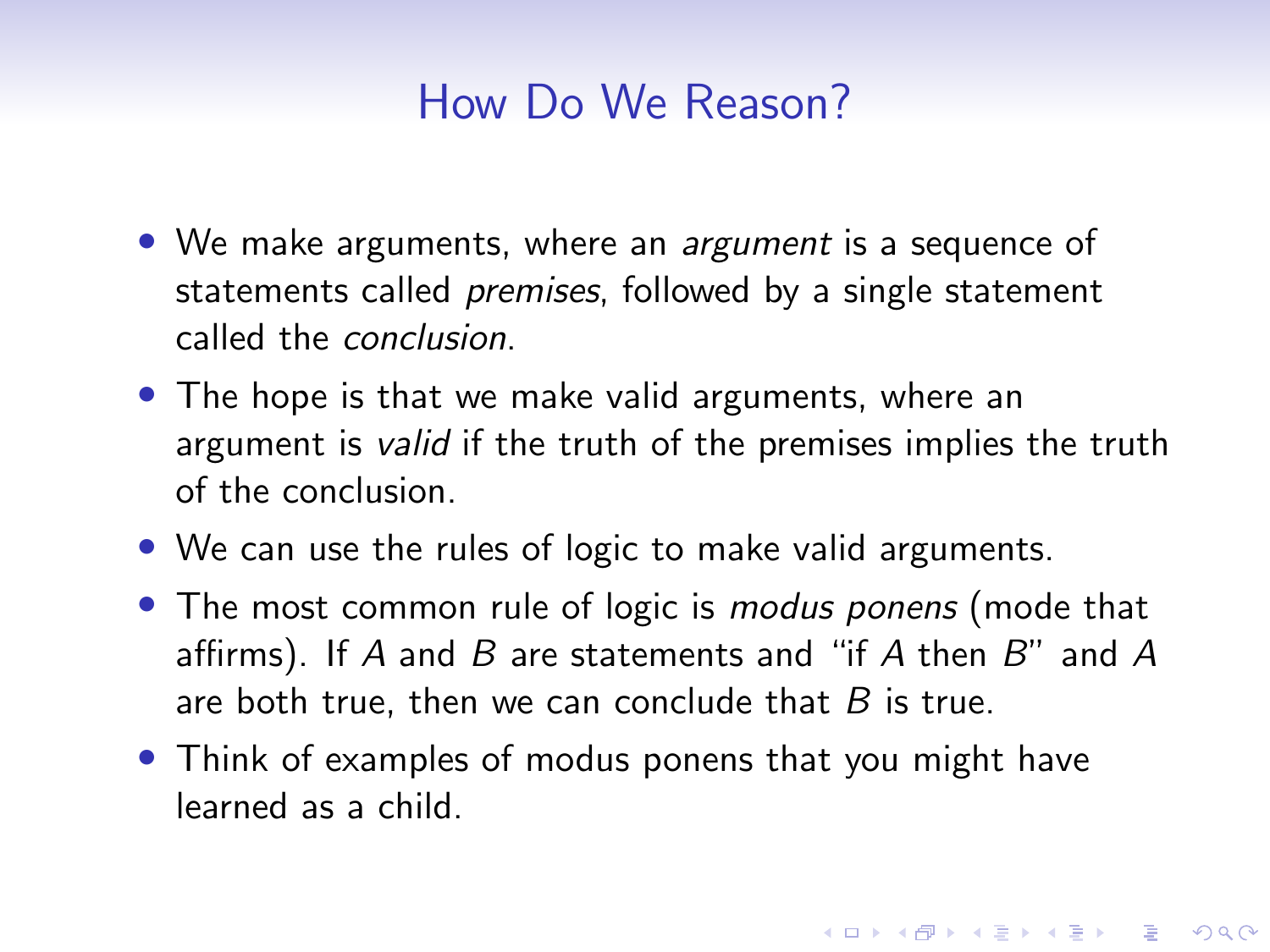# How Do We Reason?

- We make arguments, where an *argument* is a sequence of statements called *premises*, followed by a single statement called the *conclusion*.
- The hope is that we make valid arguments, where an argument is *valid* if the truth of the premises implies the truth of the conclusion.
- We can use the rules of logic to make valid arguments.
- The most common rule of logic is *modus ponens* (mode that affirms). If $A$ and $B$ are statements and "if $A$ then $B$" and $A$ are both true, then we can conclude that $B$ is true.
- Think of examples of modus ponens that you might have learned as a child.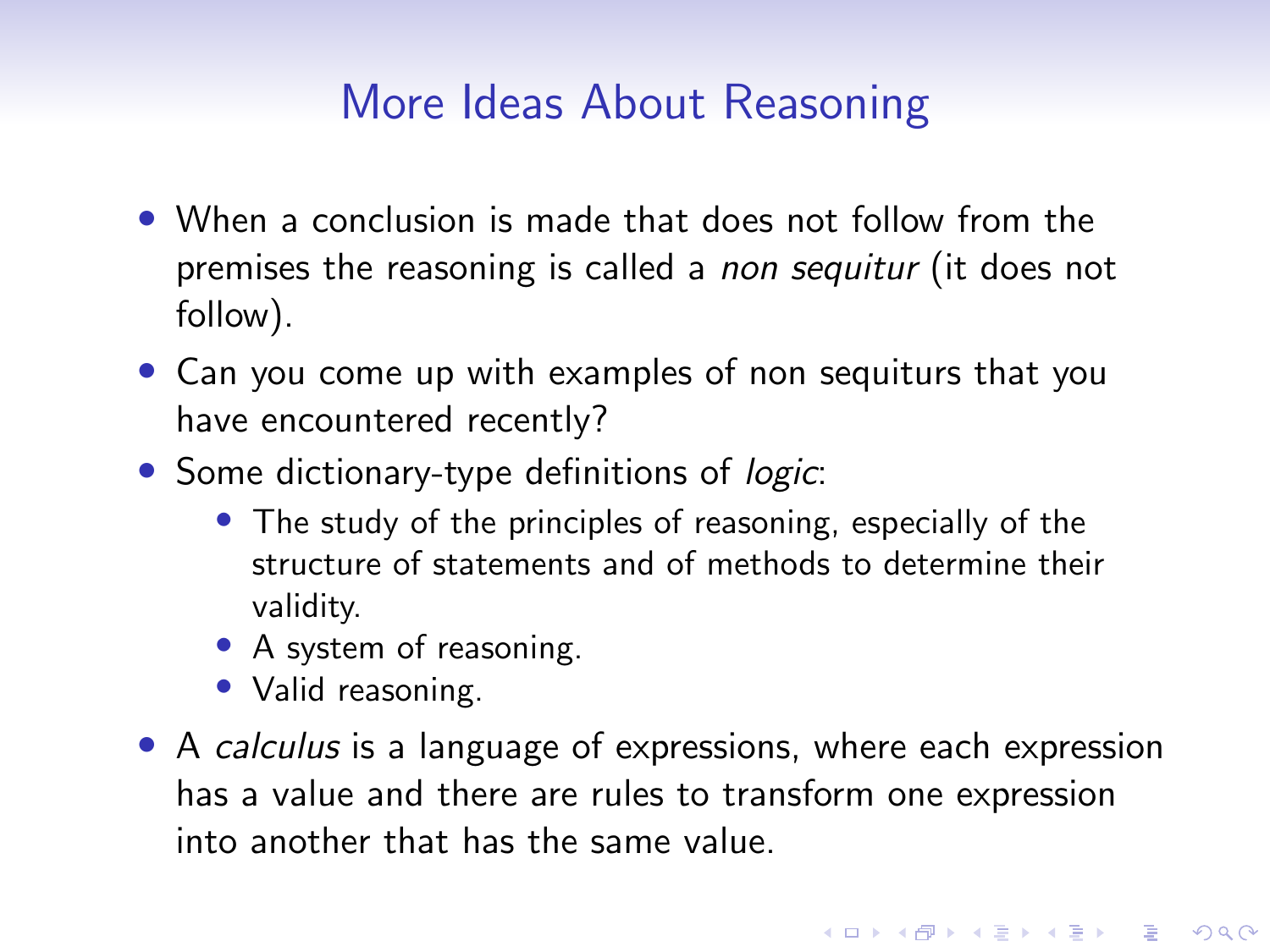# More Ideas About Reasoning

- When a conclusion is made that does not follow from the premises the reasoning is called a *non sequitur* (it does not follow).
- Can you come up with examples of non sequiturs that you have encountered recently?
- Some dictionary-type definitions of *logic*:
  - The study of the principles of reasoning, especially of the structure of statements and of methods to determine their validity.
  - A system of reasoning.
  - Valid reasoning.
- A *calculus* is a language of expressions, where each expression has a value and there are rules to transform one expression into another that has the same value.